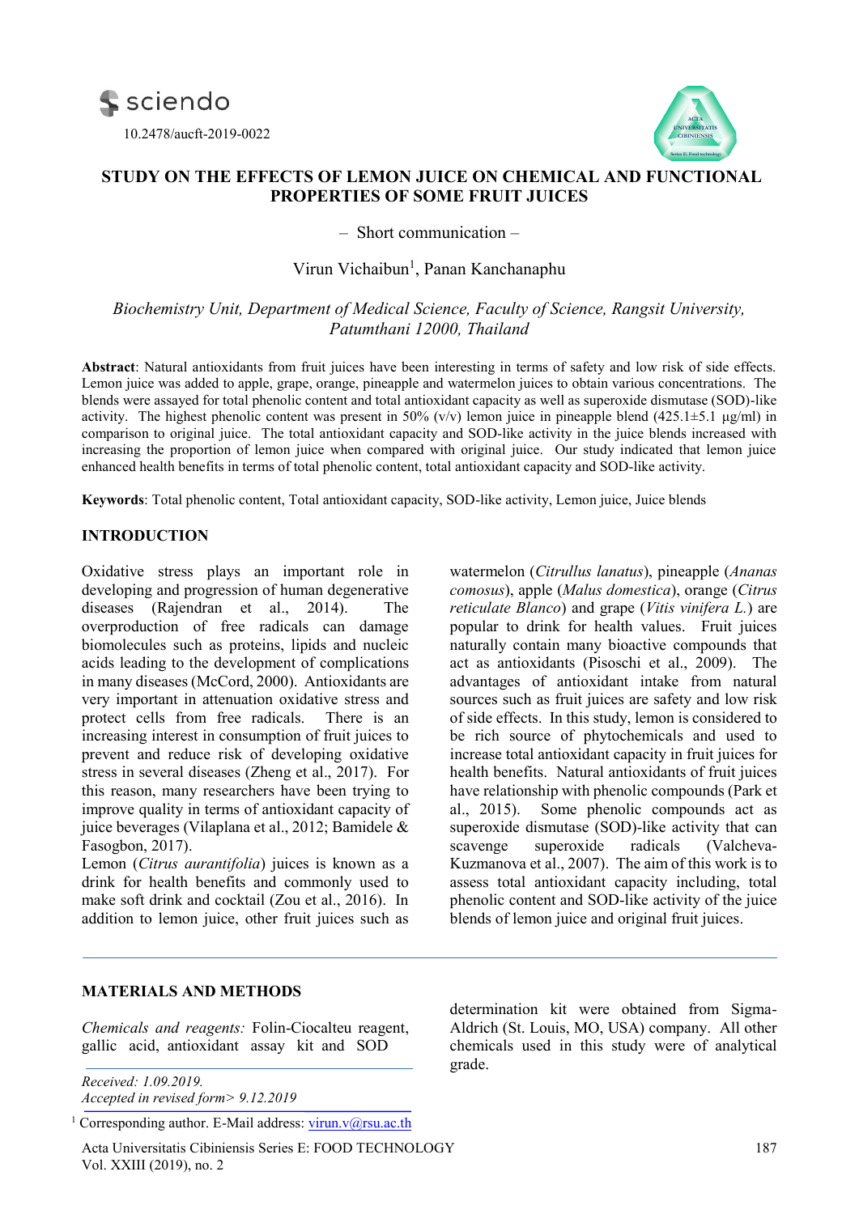10.2478/aucft-2019-0022

# STUDY ON THE EFFECTS OF LEMON JUICE ON CHEMICAL AND FUNCTIONAL PROPERTIES OF SOME FRUIT JUICES

– Short communication –

Virun Vichaibun[1], Panan Kanchanaphu

*Biochemistry Unit, Department of Medical Science, Faculty of Science, Rangsit University, Patumthani 12000, Thailand*

**Abstract**: Natural antioxidants from fruit juices have been interesting in terms of safety and low risk of side effects. Lemon juice was added to apple, grape, orange, pineapple and watermelon juices to obtain various concentrations. The blends were assayed for total phenolic content and total antioxidant capacity as well as superoxide dismutase (SOD)-like activity. The highest phenolic content was present in 50% (v/v) lemon juice in pineapple blend (425.1±5.1 µg/ml) in comparison to original juice. The total antioxidant capacity and SOD-like activity in the juice blends increased with increasing the proportion of lemon juice when compared with original juice. Our study indicated that lemon juice enhanced health benefits in terms of total phenolic content, total antioxidant capacity and SOD-like activity.

**Keywords**: Total phenolic content, Total antioxidant capacity, SOD-like activity, Lemon juice, Juice blends

## INTRODUCTION

Oxidative stress plays an important role in developing and progression of human degenerative diseases (Rajendran et al., 2014). The overproduction of free radicals can damage biomolecules such as proteins, lipids and nucleic acids leading to the development of complications in many diseases (McCord, 2000). Antioxidants are very important in attenuation oxidative stress and protect cells from free radicals. There is an increasing interest in consumption of fruit juices to prevent and reduce risk of developing oxidative stress in several diseases (Zheng et al., 2017). For this reason, many researchers have been trying to improve quality in terms of antioxidant capacity of juice beverages (Vilaplana et al., 2012; Bamidele & Fasogbon, 2017).

Lemon (*Citrus aurantifolia*) juices is known as a drink for health benefits and commonly used to make soft drink and cocktail (Zou et al., 2016). In addition to lemon juice, other fruit juices such as watermelon (*Citrullus lanatus*), pineapple (*Ananas comosus*), apple (*Malus domestica*), orange (*Citrus reticulate Blanco*) and grape (*Vitis vinifera L.*) are popular to drink for health values. Fruit juices naturally contain many bioactive compounds that act as antioxidants (Pisoschi et al., 2009). The advantages of antioxidant intake from natural sources such as fruit juices are safety and low risk of side effects. In this study, lemon is considered to be rich source of phytochemicals and used to increase total antioxidant capacity in fruit juices for health benefits. Natural antioxidants of fruit juices have relationship with phenolic compounds (Park et al., 2015). Some phenolic compounds act as superoxide dismutase (SOD)-like activity that can scavenge superoxide radicals (Valcheva-Kuzmanova et al., 2007). The aim of this work is to assess total antioxidant capacity including, total phenolic content and SOD-like activity of the juice blends of lemon juice and original fruit juices.

## MATERIALS AND METHODS

*Chemicals and reagents:* Folin-Ciocalteu reagent, gallic acid, antioxidant assay kit and SOD determination kit were obtained from Sigma-Aldrich (St. Louis, MO, USA) company. All other chemicals used in this study were of analytical grade.

*Received: 1.09.2019.*
*Accepted in revised form> 9.12.2019*

[1] Corresponding author. E-Mail address: virun.v@rsu.ac.th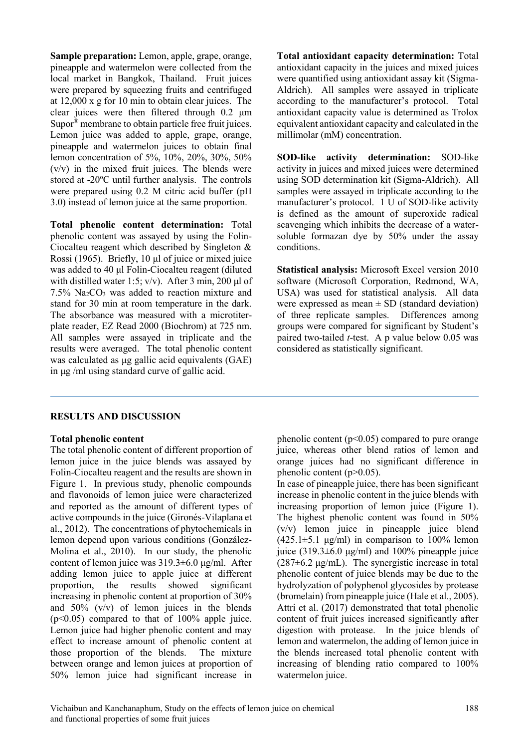**Sample preparation:** Lemon, apple, grape, orange, pineapple and watermelon were collected from the local market in Bangkok, Thailand. Fruit juices were prepared by squeezing fruits and centrifuged at 12,000 x g for 10 min to obtain clear juices. The clear juices were then filtered through 0.2 µm Supor® membrane to obtain particle free fruit juices. Lemon juice was added to apple, grape, orange, pineapple and watermelon juices to obtain final lemon concentration of 5%, 10%, 20%, 30%, 50% (v/v) in the mixed fruit juices. The blends were stored at -20ºC until further analysis. The controls were prepared using 0.2 M citric acid buffer (pH 3.0) instead of lemon juice at the same proportion.

**Total phenolic content determination:** Total phenolic content was assayed by using the Folin-Ciocalteu reagent which described by Singleton & Rossi (1965). Briefly, 10 µl of juice or mixed juice was added to 40 µl Folin-Ciocalteu reagent (diluted with distilled water 1:5; v/v). After 3 min, 200 µl of 7.5% $Na_2CO_3$ was added to reaction mixture and stand for 30 min at room temperature in the dark. The absorbance was measured with a microtiter-plate reader, EZ Read 2000 (Biochrom) at 725 nm. All samples were assayed in triplicate and the results were averaged. The total phenolic content was calculated as µg gallic acid equivalents (GAE) in µg /ml using standard curve of gallic acid.

**Total antioxidant capacity determination:** Total antioxidant capacity in the juices and mixed juices were quantified using antioxidant assay kit (Sigma-Aldrich). All samples were assayed in triplicate according to the manufacturer's protocol. Total antioxidant capacity value is determined as Trolox equivalent antioxidant capacity and calculated in the millimolar (mM) concentration.

**SOD-like activity determination:** SOD-like activity in juices and mixed juices were determined using SOD determination kit (Sigma-Aldrich). All samples were assayed in triplicate according to the manufacturer's protocol. 1 U of SOD-like activity is defined as the amount of superoxide radical scavenging which inhibits the decrease of a water-soluble formazan dye by 50% under the assay conditions.

**Statistical analysis:** Microsoft Excel version 2010 software (Microsoft Corporation, Redmond, WA, USA) was used for statistical analysis. All data were expressed as mean ± SD (standard deviation) of three replicate samples. Differences among groups were compared for significant by Student's paired two-tailed *t*-test. A p value below 0.05 was considered as statistically significant.

## RESULTS AND DISCUSSION

### Total phenolic content

The total phenolic content of different proportion of lemon juice in the juice blends was assayed by Folin-Ciocalteu reagent and the results are shown in Figure 1. In previous study, phenolic compounds and flavonoids of lemon juice were characterized and reported as the amount of different types of active compounds in the juice (Gironés-Vilaplana et al., 2012). The concentrations of phytochemicals in lemon depend upon various conditions (González-Molina et al., 2010). In our study, the phenolic content of lemon juice was 319.3±6.0 µg/ml. After adding lemon juice to apple juice at different proportion, the results showed significant increasing in phenolic content at proportion of 30% and 50% (v/v) of lemon juices in the blends ($p<0.05$) compared to that of 100% apple juice. Lemon juice had higher phenolic content and may effect to increase amount of phenolic content at those proportion of the blends. The mixture between orange and lemon juices at proportion of 50% lemon juice had significant increase in phenolic content ($p<0.05$) compared to pure orange juice, whereas other blend ratios of lemon and orange juices had no significant difference in phenolic content ($p>0.05$).

In case of pineapple juice, there has been significant increase in phenolic content in the juice blends with increasing proportion of lemon juice (Figure 1). The highest phenolic content was found in 50% (v/v) lemon juice in pineapple juice blend (425.1±5.1 µg/ml) in comparison to 100% lemon juice (319.3±6.0 µg/ml) and 100% pineapple juice (287±6.2 µg/mL). The synergistic increase in total phenolic content of juice blends may be due to the hydrolyzation of polyphenol glycosides by protease (bromelain) from pineapple juice (Hale et al., 2005). Attri et al. (2017) demonstrated that total phenolic content of fruit juices increased significantly after digestion with protease. In the juice blends of lemon and watermelon, the adding of lemon juice in the blends increased total phenolic content with increasing of blending ratio compared to 100% watermelon juice.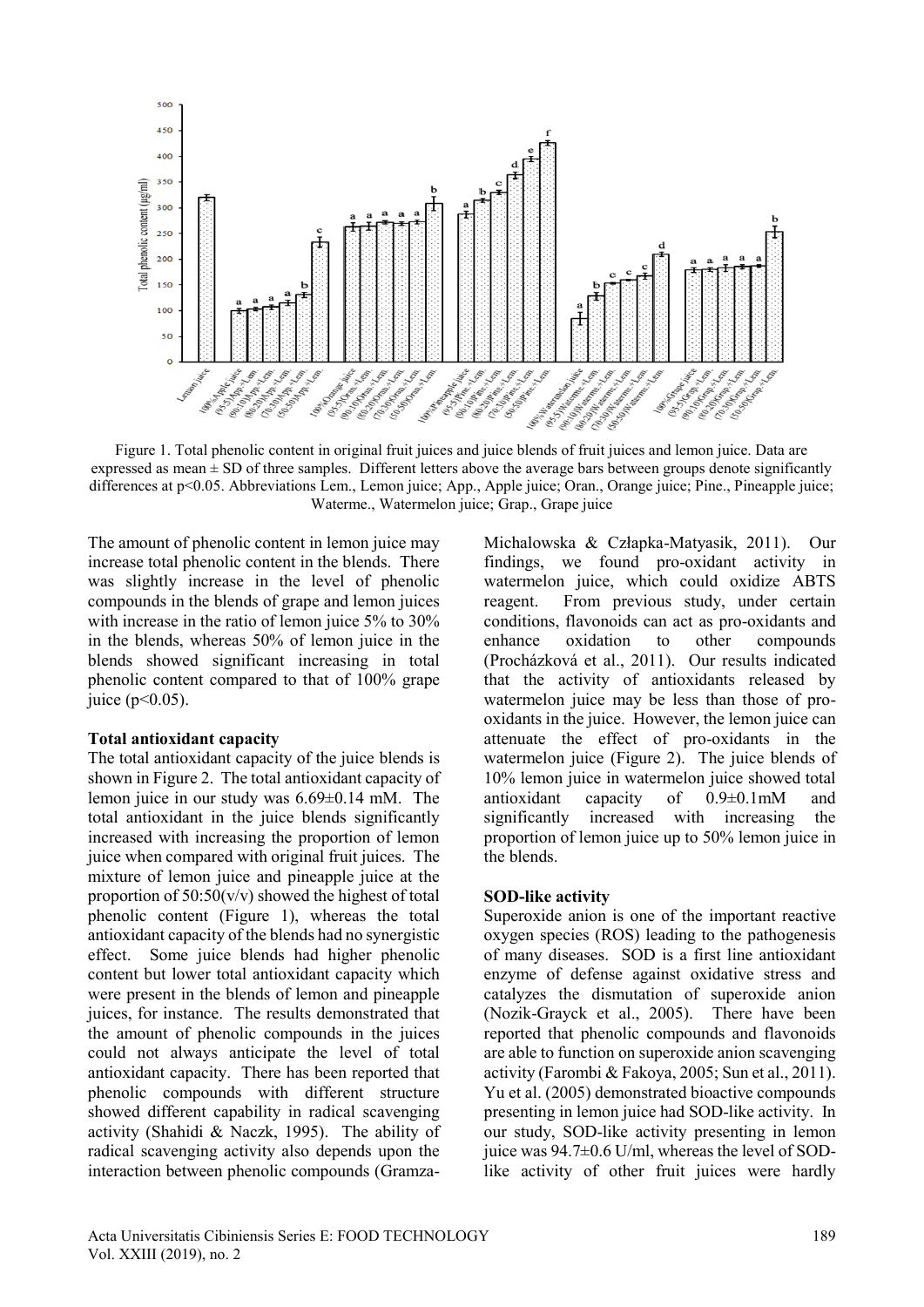Figure 1. Total phenolic content in original fruit juices and juice blends of fruit juices and lemon juice. Data are expressed as mean ± SD of three samples. Different letters above the average bars between groups denote significantly differences at p<0.05. Abbreviations Lem., Lemon juice; App., Apple juice; Oran., Orange juice; Pine., Pineapple juice; Waterme., Watermelon juice; Grap., Grape juice

The amount of phenolic content in lemon juice may increase total phenolic content in the blends. There was slightly increase in the level of phenolic compounds in the blends of grape and lemon juices with increase in the ratio of lemon juice 5% to 30% in the blends, whereas 50% of lemon juice in the blends showed significant increasing in total phenolic content compared to that of 100% grape juice ($p<0.05$).

### Total antioxidant capacity

The total antioxidant capacity of the juice blends is shown in Figure 2. The total antioxidant capacity of lemon juice in our study was 6.69±0.14 mM. The total antioxidant in the juice blends significantly increased with increasing the proportion of lemon juice when compared with original fruit juices. The mixture of lemon juice and pineapple juice at the proportion of 50:50(v/v) showed the highest of total phenolic content (Figure 1), whereas the total antioxidant capacity of the blends had no synergistic effect. Some juice blends had higher phenolic content but lower total antioxidant capacity which were present in the blends of lemon and pineapple juices, for instance. The results demonstrated that the amount of phenolic compounds in the juices could not always anticipate the level of total antioxidant capacity. There has been reported that phenolic compounds with different structure showed different capability in radical scavenging activity (Shahidi & Naczk, 1995). The ability of radical scavenging activity also depends upon the interaction between phenolic compounds (Gramza-Michalowska & Człapka-Matyasik, 2011). Our findings, we found pro-oxidant activity in watermelon juice, which could oxidize ABTS reagent. From previous study, under certain conditions, flavonoids can act as pro-oxidants and enhance oxidation to other compounds (Procházková et al., 2011). Our results indicated that the activity of antioxidants released by watermelon juice may be less than those of pro-oxidants in the juice. However, the lemon juice can attenuate the effect of pro-oxidants in the watermelon juice (Figure 2). The juice blends of 10% lemon juice in watermelon juice showed total antioxidant capacity of 0.9±0.1mM and significantly increased with increasing the proportion of lemon juice up to 50% lemon juice in the blends.

### SOD-like activity

Superoxide anion is one of the important reactive oxygen species (ROS) leading to the pathogenesis of many diseases. SOD is a first line antioxidant enzyme of defense against oxidative stress and catalyzes the dismutation of superoxide anion (Nozik-Grayck et al., 2005). There have been reported that phenolic compounds and flavonoids are able to function on superoxide anion scavenging activity (Farombi & Fakoya, 2005; Sun et al., 2011). Yu et al. (2005) demonstrated bioactive compounds presenting in lemon juice had SOD-like activity. In our study, SOD-like activity presenting in lemon juice was 94.7±0.6 U/ml, whereas the level of SOD-like activity of other fruit juices were hardly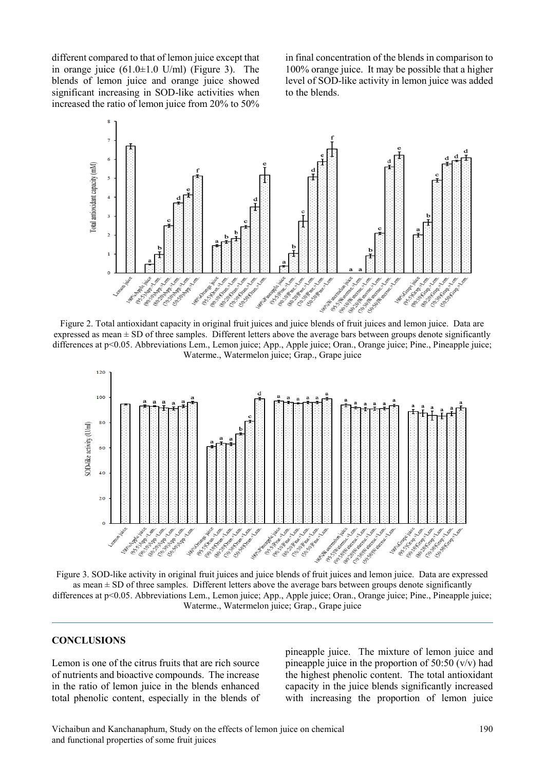different compared to that of lemon juice except that in orange juice (61.0±1.0 U/ml) (Figure 3). The blends of lemon juice and orange juice showed significant increasing in SOD-like activities when increased the ratio of lemon juice from 20% to 50% in final concentration of the blends in comparison to 100% orange juice. It may be possible that a higher level of SOD-like activity in lemon juice was added to the blends.

Figure 2. Total antioxidant capacity in original fruit juices and juice blends of fruit juices and lemon juice. Data are expressed as mean ± SD of three samples. Different letters above the average bars between groups denote significantly differences at $p<0.05$. Abbreviations Lem., Lemon juice; App., Apple juice; Oran., Orange juice; Pine., Pineapple juice; Waterme., Watermelon juice; Grap., Grape juice

Figure 3. SOD-like activity in original fruit juices and juice blends of fruit juices and lemon juice. Data are expressed as mean ± SD of three samples. Different letters above the average bars between groups denote significantly differences at $p<0.05$. Abbreviations Lem., Lemon juice; App., Apple juice; Oran., Orange juice; Pine., Pineapple juice; Waterme., Watermelon juice; Grap., Grape juice

## CONCLUSIONS

Lemon is one of the citrus fruits that are rich source of nutrients and bioactive compounds. The increase in the ratio of lemon juice in the blends enhanced total phenolic content, especially in the blends of pineapple juice. The mixture of lemon juice and pineapple juice in the proportion of 50:50 (v/v) had the highest phenolic content. The total antioxidant capacity in the juice blends significantly increased with increasing the proportion of lemon juice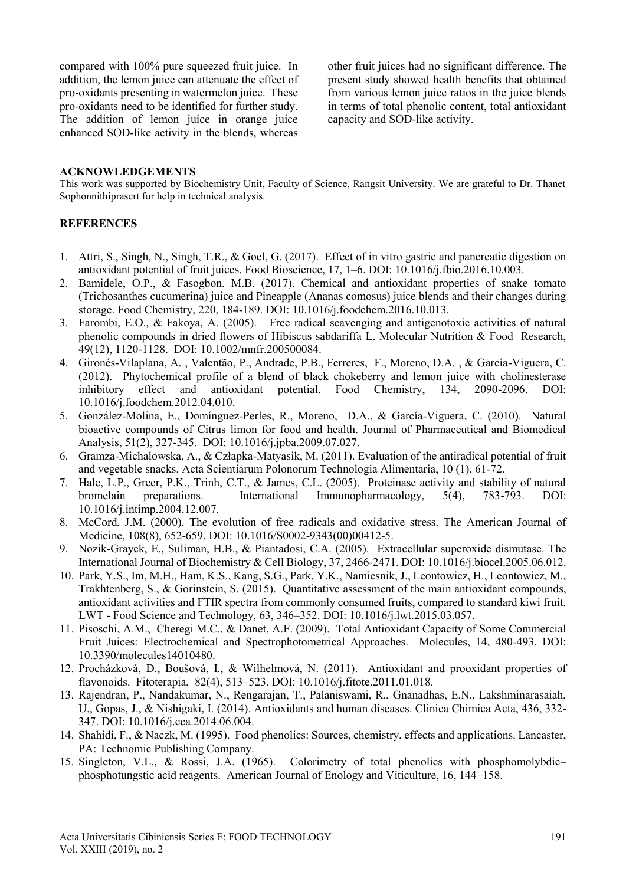compared with 100% pure squeezed fruit juice. In addition, the lemon juice can attenuate the effect of pro-oxidants presenting in watermelon juice. These pro-oxidants need to be identified for further study. The addition of lemon juice in orange juice enhanced SOD-like activity in the blends, whereas other fruit juices had no significant difference. The present study showed health benefits that obtained from various lemon juice ratios in the juice blends in terms of total phenolic content, total antioxidant capacity and SOD-like activity.

## ACKNOWLEDGEMENTS

This work was supported by Biochemistry Unit, Faculty of Science, Rangsit University. We are grateful to Dr. Thanet Sophonnithiprasert for help in technical analysis.

## REFERENCES

1. Attri, S., Singh, N., Singh, T.R., & Goel, G. (2017). Effect of in vitro gastric and pancreatic digestion on antioxidant potential of fruit juices. Food Bioscience, 17, 1–6. DOI: 10.1016/j.fbio.2016.10.003.
2. Bamidele, O.P., & Fasogbon. M.B. (2017). Chemical and antioxidant properties of snake tomato (Trichosanthes cucumerina) juice and Pineapple (Ananas comosus) juice blends and their changes during storage. Food Chemistry, 220, 184-189. DOI: 10.1016/j.foodchem.2016.10.013.
3. Farombi, E.O., & Fakoya, A. (2005). Free radical scavenging and antigenotoxic activities of natural phenolic compounds in dried flowers of Hibiscus sabdariffa L. Molecular Nutrition & Food Research, 49(12), 1120-1128. DOI: 10.1002/mnfr.200500084.
4. Gironés-Vilaplana, A. , Valentão, P., Andrade, P.B., Ferreres, F., Moreno, D.A. , & García-Viguera, C. (2012). Phytochemical profile of a blend of black chokeberry and lemon juice with cholinesterase inhibitory effect and antioxidant potential. Food Chemistry, 134, 2090-2096. DOI: 10.1016/j.foodchem.2012.04.010.
5. González-Molina, E., Domínguez-Perles, R., Moreno, D.A., & García-Viguera, C. (2010). Natural bioactive compounds of Citrus limon for food and health. Journal of Pharmaceutical and Biomedical Analysis, 51(2), 327-345. DOI: 10.1016/j.jpba.2009.07.027.
6. Gramza-Michalowska, A., & Człapka-Matyasik, M. (2011). Evaluation of the antiradical potential of fruit and vegetable snacks. Acta Scientiarum Polonorum Technologia Alimentaria, 10 (1), 61-72.
7. Hale, L.P., Greer, P.K., Trinh, C.T., & James, C.L. (2005). Proteinase activity and stability of natural bromelain preparations. International Immunopharmacology, 5(4), 783-793. DOI: 10.1016/j.intimp.2004.12.007.
8. McCord, J.M. (2000). The evolution of free radicals and oxidative stress. The American Journal of Medicine, 108(8), 652-659. DOI: 10.1016/S0002-9343(00)00412-5.
9. Nozik-Grayck, E., Suliman, H.B., & Piantadosi, C.A. (2005). Extracellular superoxide dismutase. The International Journal of Biochemistry & Cell Biology, 37, 2466-2471. DOI: 10.1016/j.biocel.2005.06.012.
10. Park, Y.S., Im, M.H., Ham, K.S., Kang, S.G., Park, Y.K., Namiesnik, J., Leontowicz, H., Leontowicz, M., Trakhtenberg, S., & Gorinstein, S. (2015). Quantitative assessment of the main antioxidant compounds, antioxidant activities and FTIR spectra from commonly consumed fruits, compared to standard kiwi fruit. LWT - Food Science and Technology, 63, 346–352. DOI: 10.1016/j.lwt.2015.03.057.
11. Pisoschi, A.M., Cheregi M.C., & Danet, A.F. (2009). Total Antioxidant Capacity of Some Commercial Fruit Juices: Electrochemical and Spectrophotometrical Approaches. Molecules, 14, 480-493. DOI: 10.3390/molecules14010480.
12. Procházková, D., Boušová, I., & Wilhelmová, N. (2011). Antioxidant and prooxidant properties of flavonoids. Fitoterapia, 82(4), 513–523. DOI: 10.1016/j.fitote.2011.01.018.
13. Rajendran, P., Nandakumar, N., Rengarajan, T., Palaniswami, R., Gnanadhas, E.N., Lakshminarasaiah, U., Gopas, J., & Nishigaki, I. (2014). Antioxidants and human diseases. Clinica Chimica Acta, 436, 332-347. DOI: 10.1016/j.cca.2014.06.004.
14. Shahidi, F., & Naczk, M. (1995). Food phenolics: Sources, chemistry, effects and applications. Lancaster, PA: Technomic Publishing Company.
15. Singleton, V.L., & Rossi, J.A. (1965). Colorimetry of total phenolics with phosphomolybdic–phosphotungstic acid reagents. American Journal of Enology and Viticulture, 16, 144–158.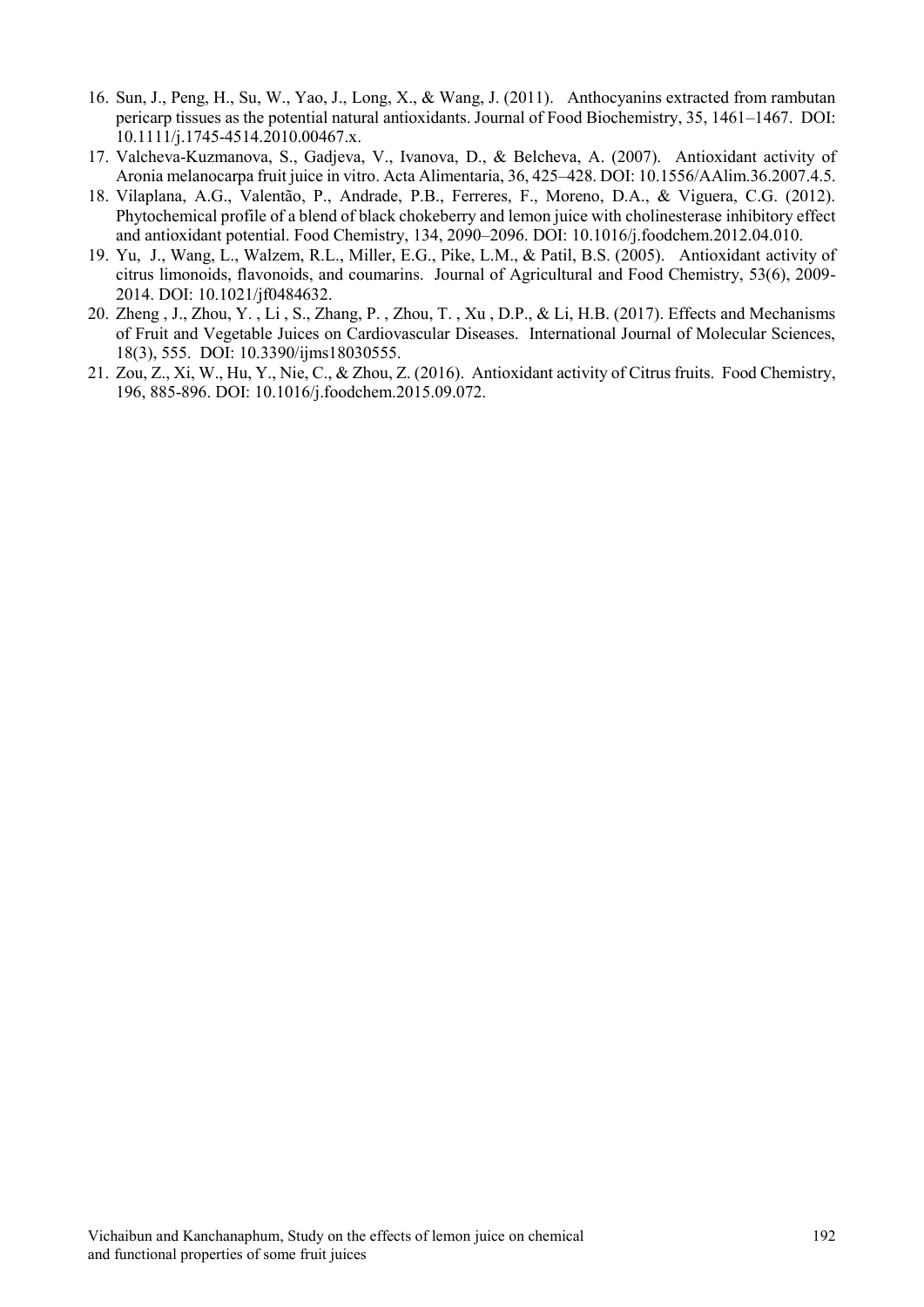16. Sun, J., Peng, H., Su, W., Yao, J., Long, X., & Wang, J. (2011). Anthocyanins extracted from rambutan pericarp tissues as the potential natural antioxidants. Journal of Food Biochemistry, 35, 1461–1467. DOI: 10.1111/j.1745-4514.2010.00467.x.
17. Valcheva-Kuzmanova, S., Gadjeva, V., Ivanova, D., & Belcheva, A. (2007). Antioxidant activity of Aronia melanocarpa fruit juice in vitro. Acta Alimentaria, 36, 425–428. DOI: 10.1556/AAlim.36.2007.4.5.
18. Vilaplana, A.G., Valentão, P., Andrade, P.B., Ferreres, F., Moreno, D.A., & Viguera, C.G. (2012). Phytochemical profile of a blend of black chokeberry and lemon juice with cholinesterase inhibitory effect and antioxidant potential. Food Chemistry, 134, 2090–2096. DOI: 10.1016/j.foodchem.2012.04.010.
19. Yu, J., Wang, L., Walzem, R.L., Miller, E.G., Pike, L.M., & Patil, B.S. (2005). Antioxidant activity of citrus limonoids, flavonoids, and coumarins. Journal of Agricultural and Food Chemistry, 53(6), 2009-2014. DOI: 10.1021/jf0484632.
20. Zheng , J., Zhou, Y. , Li , S., Zhang, P. , Zhou, T. , Xu , D.P., & Li, H.B. (2017). Effects and Mechanisms of Fruit and Vegetable Juices on Cardiovascular Diseases. International Journal of Molecular Sciences, 18(3), 555. DOI: 10.3390/ijms18030555.
21. Zou, Z., Xi, W., Hu, Y., Nie, C., & Zhou, Z. (2016). Antioxidant activity of Citrus fruits. Food Chemistry, 196, 885-896. DOI: 10.1016/j.foodchem.2015.09.072.